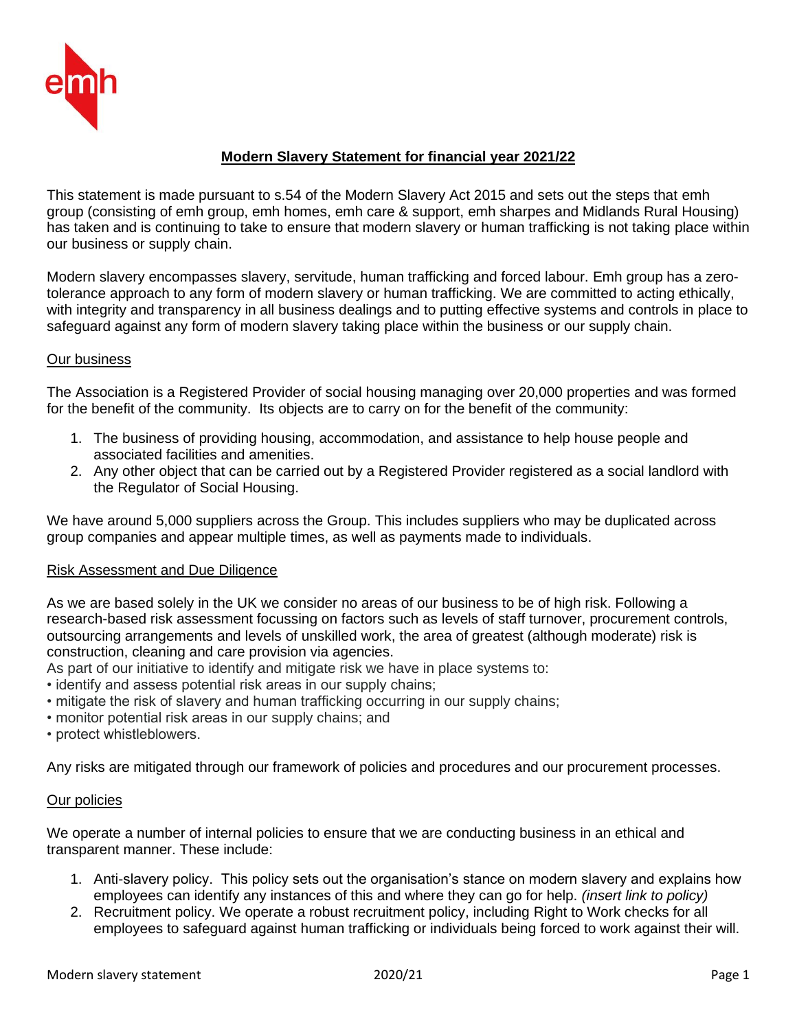emh

# Modern Slavery Statement for financial year 2021/22

This statement is made pursuant to s.54 of the Modern Slavery Act 2015 and sets out the steps that emh group (consisting of emh group, emh homes, emh care & support, emh sharpes and Midlands Rural Housing) has taken and is continuing to take to ensure that modern slavery or human trafficking is not taking place within our business or supply chain.

Modern slavery encompasses slavery, servitude, human trafficking and forced labour. Emh group has a zero-tolerance approach to any form of modern slavery or human trafficking. We are committed to acting ethically, with integrity and transparency in all business dealings and to putting effective systems and controls in place to safeguard against any form of modern slavery taking place within the business or our supply chain.

## Our business

The Association is a Registered Provider of social housing managing over 20,000 properties and was formed for the benefit of the community. Its objects are to carry on for the benefit of the community:

1. The business of providing housing, accommodation, and assistance to help house people and associated facilities and amenities.
2. Any other object that can be carried out by a Registered Provider registered as a social landlord with the Regulator of Social Housing.

We have around 5,000 suppliers across the Group. This includes suppliers who may be duplicated across group companies and appear multiple times, as well as payments made to individuals.

## Risk Assessment and Due Diligence

As we are based solely in the UK we consider no areas of our business to be of high risk. Following a research-based risk assessment focussing on factors such as levels of staff turnover, procurement controls, outsourcing arrangements and levels of unskilled work, the area of greatest (although moderate) risk is construction, cleaning and care provision via agencies.

As part of our initiative to identify and mitigate risk we have in place systems to:

- identify and assess potential risk areas in our supply chains;
- mitigate the risk of slavery and human trafficking occurring in our supply chains;
- monitor potential risk areas in our supply chains; and
- protect whistleblowers.

Any risks are mitigated through our framework of policies and procedures and our procurement processes.

## Our policies

We operate a number of internal policies to ensure that we are conducting business in an ethical and transparent manner. These include:

1. Anti-slavery policy. This policy sets out the organisation's stance on modern slavery and explains how employees can identify any instances of this and where they can go for help. *(insert link to policy)*
2. Recruitment policy. We operate a robust recruitment policy, including Right to Work checks for all employees to safeguard against human trafficking or individuals being forced to work against their will.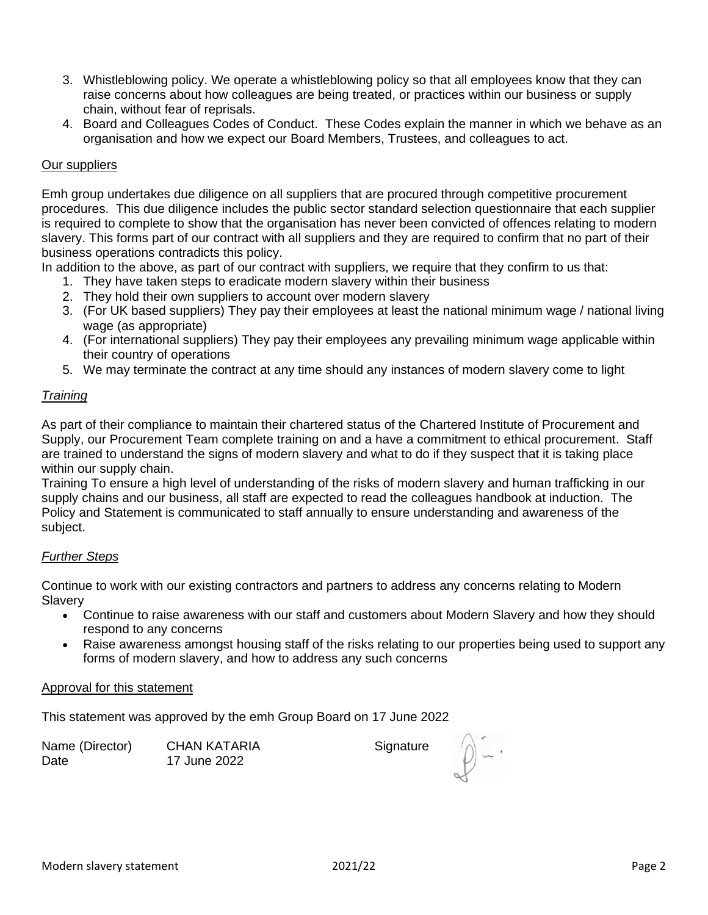3. Whistleblowing policy. We operate a whistleblowing policy so that all employees know that they can raise concerns about how colleagues are being treated, or practices within our business or supply chain, without fear of reprisals.
4. Board and Colleagues Codes of Conduct. These Codes explain the manner in which we behave as an organisation and how we expect our Board Members, Trustees, and colleagues to act.

## Our suppliers

Emh group undertakes due diligence on all suppliers that are procured through competitive procurement procedures. This due diligence includes the public sector standard selection questionnaire that each supplier is required to complete to show that the organisation has never been convicted of offences relating to modern slavery. This forms part of our contract with all suppliers and they are required to confirm that no part of their business operations contradicts this policy.

In addition to the above, as part of our contract with suppliers, we require that they confirm to us that:

1. They have taken steps to eradicate modern slavery within their business
2. They hold their own suppliers to account over modern slavery
3. (For UK based suppliers) They pay their employees at least the national minimum wage / national living wage (as appropriate)
4. (For international suppliers) They pay their employees any prevailing minimum wage applicable within their country of operations
5. We may terminate the contract at any time should any instances of modern slavery come to light

### *Training*

As part of their compliance to maintain their chartered status of the Chartered Institute of Procurement and Supply, our Procurement Team complete training on and a have a commitment to ethical procurement. Staff are trained to understand the signs of modern slavery and what to do if they suspect that it is taking place within our supply chain.

Training To ensure a high level of understanding of the risks of modern slavery and human trafficking in our supply chains and our business, all staff are expected to read the colleagues handbook at induction. The Policy and Statement is communicated to staff annually to ensure understanding and awareness of the subject.

### *Further Steps*

Continue to work with our existing contractors and partners to address any concerns relating to Modern Slavery

- Continue to raise awareness with our staff and customers about Modern Slavery and how they should respond to any concerns
- Raise awareness amongst housing staff of the risks relating to our properties being used to support any forms of modern slavery, and how to address any such concerns

## Approval for this statement

This statement was approved by the emh Group Board on 17 June 2022

| | | | |
|---|---|---|---|
| Name (Director) | CHAN KATARIA | Signature | |
| Date | 17 June 2022 | | |